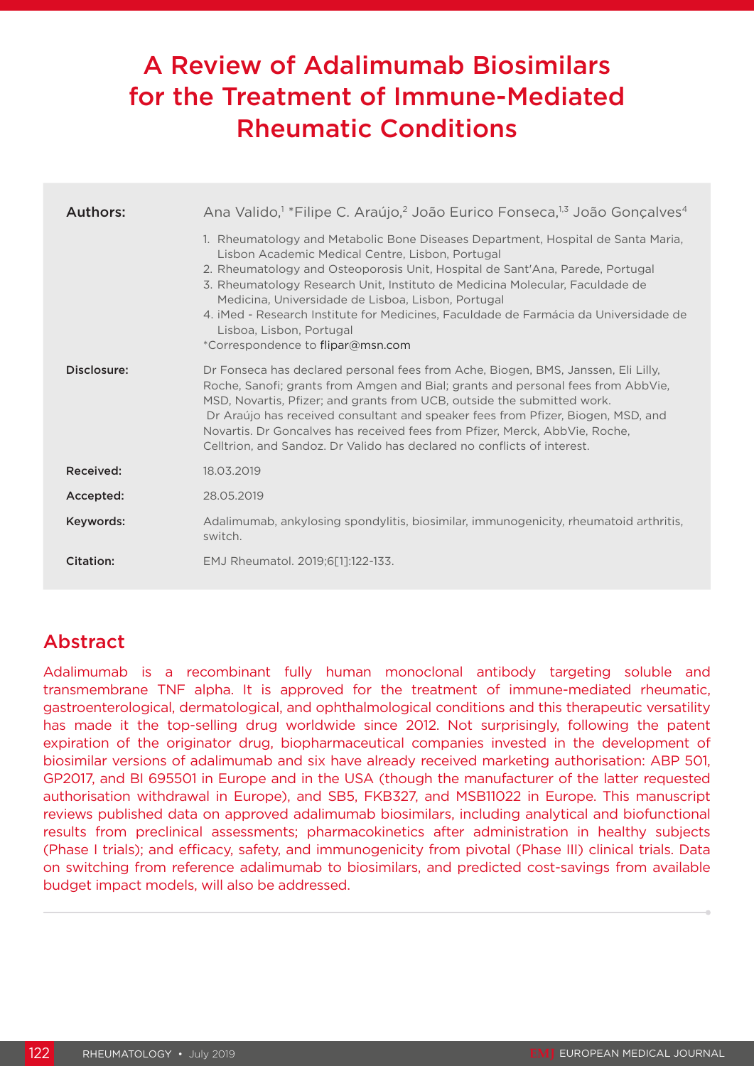# A Review of Adalimumab Biosimilars for the Treatment of Immune-Mediated Rheumatic Conditions

| | |
|---|---|
| **Authors:** | Ana Valido,[1] *Filipe C. Araújo,[2] João Eurico Fonseca,[1,3] João Gonçalves[4] |
| | 1. Rheumatology and Metabolic Bone Diseases Department, Hospital de Santa Maria, Lisbon Academic Medical Centre, Lisbon, Portugal<br>2. Rheumatology and Osteoporosis Unit, Hospital de Sant'Ana, Parede, Portugal<br>3. Rheumatology Research Unit, Instituto de Medicina Molecular, Faculdade de Medicina, Universidade de Lisboa, Lisbon, Portugal<br>4. iMed - Research Institute for Medicines, Faculdade de Farmácia da Universidade de Lisboa, Lisbon, Portugal<br>*Correspondence to flipar@msn.com |
| **Disclosure:** | Dr Fonseca has declared personal fees from Ache, Biogen, BMS, Janssen, Eli Lilly, Roche, Sanofi; grants from Amgen and Bial; grants and personal fees from AbbVie, MSD, Novartis, Pfizer; and grants from UCB, outside the submitted work. Dr Araújo has received consultant and speaker fees from Pfizer, Biogen, MSD, and Novartis. Dr Goncalves has received fees from Pfizer, Merck, AbbVie, Roche, Celltrion, and Sandoz. Dr Valido has declared no conflicts of interest. |
| **Received:** | 18.03.2019 |
| **Accepted:** | 28.05.2019 |
| **Keywords:** | Adalimumab, ankylosing spondylitis, biosimilar, immunogenicity, rheumatoid arthritis, switch. |
| **Citation:** | EMJ Rheumatol. 2019;6[1]:122-133. |

## Abstract

Adalimumab is a recombinant fully human monoclonal antibody targeting soluble and transmembrane TNF alpha. It is approved for the treatment of immune-mediated rheumatic, gastroenterological, dermatological, and ophthalmological conditions and this therapeutic versatility has made it the top-selling drug worldwide since 2012. Not surprisingly, following the patent expiration of the originator drug, biopharmaceutical companies invested in the development of biosimilar versions of adalimumab and six have already received marketing authorisation: ABP 501, GP2017, and BI 695501 in Europe and in the USA (though the manufacturer of the latter requested authorisation withdrawal in Europe), and SB5, FKB327, and MSB11022 in Europe. This manuscript reviews published data on approved adalimumab biosimilars, including analytical and biofunctional results from preclinical assessments; pharmacokinetics after administration in healthy subjects (Phase I trials); and efficacy, safety, and immunogenicity from pivotal (Phase III) clinical trials. Data on switching from reference adalimumab to biosimilars, and predicted cost-savings from available budget impact models, will also be addressed.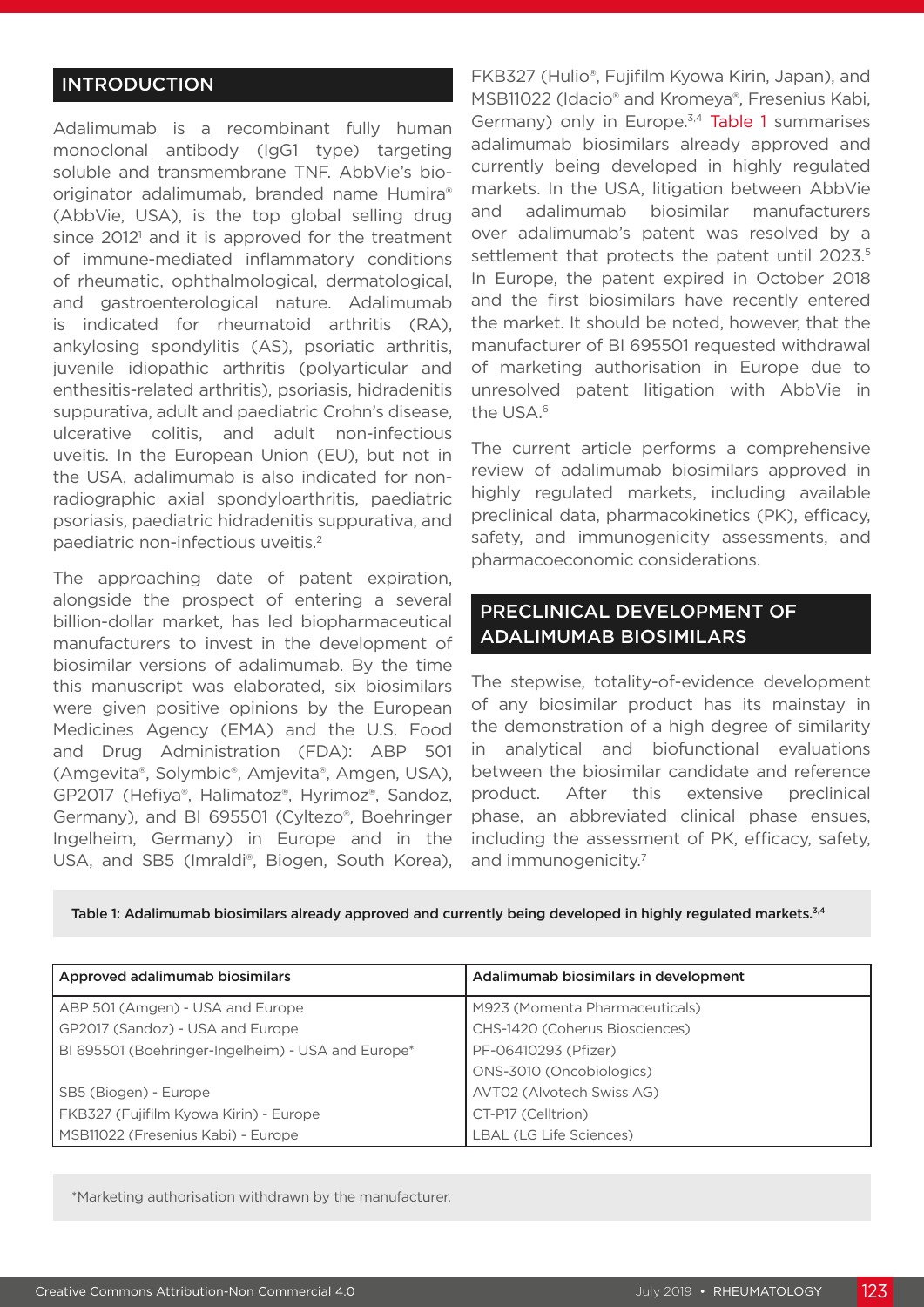## INTRODUCTION

Adalimumab is a recombinant fully human monoclonal antibody (IgG1 type) targeting soluble and transmembrane TNF. AbbVie's bio-originator adalimumab, branded name Humira® (AbbVie, USA), is the top global selling drug since 2012[1] and it is approved for the treatment of immune-mediated inflammatory conditions of rheumatic, ophthalmological, dermatological, and gastroenterological nature. Adalimumab is indicated for rheumatoid arthritis (RA), ankylosing spondylitis (AS), psoriatic arthritis, juvenile idiopathic arthritis (polyarticular and enthesitis-related arthritis), psoriasis, hidradenitis suppurativa, adult and paediatric Crohn's disease, ulcerative colitis, and adult non-infectious uveitis. In the European Union (EU), but not in the USA, adalimumab is also indicated for non-radiographic axial spondyloarthritis, paediatric psoriasis, paediatric hidradenitis suppurativa, and paediatric non-infectious uveitis.[2]

The approaching date of patent expiration, alongside the prospect of entering a several billion-dollar market, has led biopharmaceutical manufacturers to invest in the development of biosimilar versions of adalimumab. By the time this manuscript was elaborated, six biosimilars were given positive opinions by the European Medicines Agency (EMA) and the U.S. Food and Drug Administration (FDA): ABP 501 (Amgevita®, Solymbic®, Amjevita®, Amgen, USA), GP2017 (Hefiya®, Halimatoz®, Hyrimoz®, Sandoz, Germany), and BI 695501 (Cyltezo®, Boehringer Ingelheim, Germany) in Europe and in the USA, and SB5 (Imraldi®, Biogen, South Korea), FKB327 (Hulio®, Fujifilm Kyowa Kirin, Japan), and MSB11022 (Idacio® and Kromeya®, Fresenius Kabi, Germany) only in Europe.[3,4] Table 1 summarises adalimumab biosimilars already approved and currently being developed in highly regulated markets. In the USA, litigation between AbbVie and adalimumab biosimilar manufacturers over adalimumab's patent was resolved by a settlement that protects the patent until 2023.[5] In Europe, the patent expired in October 2018 and the first biosimilars have recently entered the market. It should be noted, however, that the manufacturer of BI 695501 requested withdrawal of marketing authorisation in Europe due to unresolved patent litigation with AbbVie in the USA.[6]

The current article performs a comprehensive review of adalimumab biosimilars approved in highly regulated markets, including available preclinical data, pharmacokinetics (PK), efficacy, safety, and immunogenicity assessments, and pharmacoeconomic considerations.

## PRECLINICAL DEVELOPMENT OF ADALIMUMAB BIOSIMILARS

The stepwise, totality-of-evidence development of any biosimilar product has its mainstay in the demonstration of a high degree of similarity in analytical and biofunctional evaluations between the biosimilar candidate and reference product. After this extensive preclinical phase, an abbreviated clinical phase ensues, including the assessment of PK, efficacy, safety, and immunogenicity.[7]

**Table 1: Adalimumab biosimilars already approved and currently being developed in highly regulated markets.[3,4]**

| Approved adalimumab biosimilars | Adalimumab biosimilars in development |
|---|---|
| ABP 501 (Amgen) - USA and Europe | M923 (Momenta Pharmaceuticals) |
| GP2017 (Sandoz) - USA and Europe | CHS-1420 (Coherus Biosciences) |
| BI 695501 (Boehringer-Ingelheim) - USA and Europe* | PF-06410293 (Pfizer) |
| | ONS-3010 (Oncobiologics) |
| SB5 (Biogen) - Europe | AVT02 (Alvotech Swiss AG) |
| FKB327 (Fujifilm Kyowa Kirin) - Europe | CT-P17 (Celltrion) |
| MSB11022 (Fresenius Kabi) - Europe | LBAL (LG Life Sciences) |

*Marketing authorisation withdrawn by the manufacturer.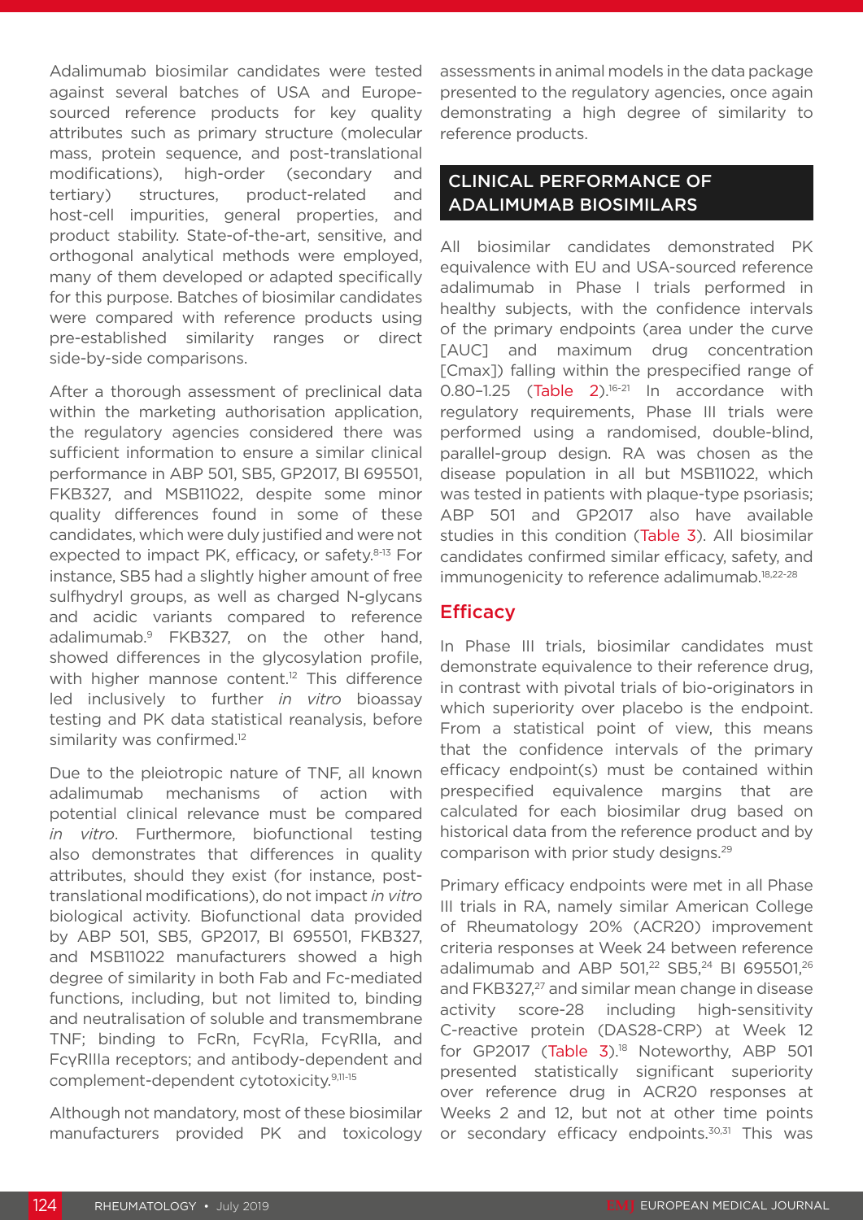Adalimumab biosimilar candidates were tested against several batches of USA and Europe-sourced reference products for key quality attributes such as primary structure (molecular mass, protein sequence, and post-translational modifications), high-order (secondary and tertiary) structures, product-related and host-cell impurities, general properties, and product stability. State-of-the-art, sensitive, and orthogonal analytical methods were employed, many of them developed or adapted specifically for this purpose. Batches of biosimilar candidates were compared with reference products using pre-established similarity ranges or direct side-by-side comparisons.

After a thorough assessment of preclinical data within the marketing authorisation application, the regulatory agencies considered there was sufficient information to ensure a similar clinical performance in ABP 501, SB5, GP2017, BI 695501, FKB327, and MSB11022, despite some minor quality differences found in some of these candidates, which were duly justified and were not expected to impact PK, efficacy, or safety.[8-13] For instance, SB5 had a slightly higher amount of free sulfhydryl groups, as well as charged N-glycans and acidic variants compared to reference adalimumab.[9] FKB327, on the other hand, showed differences in the glycosylation profile, with higher mannose content.[12] This difference led inclusively to further *in vitro* bioassay testing and PK data statistical reanalysis, before similarity was confirmed.[12]

Due to the pleiotropic nature of TNF, all known adalimumab mechanisms of action with potential clinical relevance must be compared *in vitro*. Furthermore, biofunctional testing also demonstrates that differences in quality attributes, should they exist (for instance, post-translational modifications), do not impact *in vitro* biological activity. Biofunctional data provided by ABP 501, SB5, GP2017, BI 695501, FKB327, and MSB11022 manufacturers showed a high degree of similarity in both Fab and Fc-mediated functions, including, but not limited to, binding and neutralisation of soluble and transmembrane TNF; binding to FcRn, FcγRIa, FcγRIIa, and FcγRIIIa receptors; and antibody-dependent and complement-dependent cytotoxicity.[9,11-15]

Although not mandatory, most of these biosimilar manufacturers provided PK and toxicology assessments in animal models in the data package presented to the regulatory agencies, once again demonstrating a high degree of similarity to reference products.

## CLINICAL PERFORMANCE OF ADALIMUMAB BIOSIMILARS

All biosimilar candidates demonstrated PK equivalence with EU and USA-sourced reference adalimumab in Phase I trials performed in healthy subjects, with the confidence intervals of the primary endpoints (area under the curve [AUC] and maximum drug concentration [Cmax]) falling within the prespecified range of 0.80–1.25 (Table 2).[16-21] In accordance with regulatory requirements, Phase III trials were performed using a randomised, double-blind, parallel-group design. RA was chosen as the disease population in all but MSB11022, which was tested in patients with plaque-type psoriasis; ABP 501 and GP2017 also have available studies in this condition (Table 3). All biosimilar candidates confirmed similar efficacy, safety, and immunogenicity to reference adalimumab.[18,22-28]

### Efficacy

In Phase III trials, biosimilar candidates must demonstrate equivalence to their reference drug, in contrast with pivotal trials of bio-originators in which superiority over placebo is the endpoint. From a statistical point of view, this means that the confidence intervals of the primary efficacy endpoint(s) must be contained within prespecified equivalence margins that are calculated for each biosimilar drug based on historical data from the reference product and by comparison with prior study designs.[29]

Primary efficacy endpoints were met in all Phase III trials in RA, namely similar American College of Rheumatology 20% (ACR20) improvement criteria responses at Week 24 between reference adalimumab and ABP 501,[22] SB5,[24] BI 695501,[26] and FKB327,[27] and similar mean change in disease activity score-28 including high-sensitivity C-reactive protein (DAS28-CRP) at Week 12 for GP2017 (Table 3).[18] Noteworthy, ABP 501 presented statistically significant superiority over reference drug in ACR20 responses at Weeks 2 and 12, but not at other time points or secondary efficacy endpoints.[30,31] This was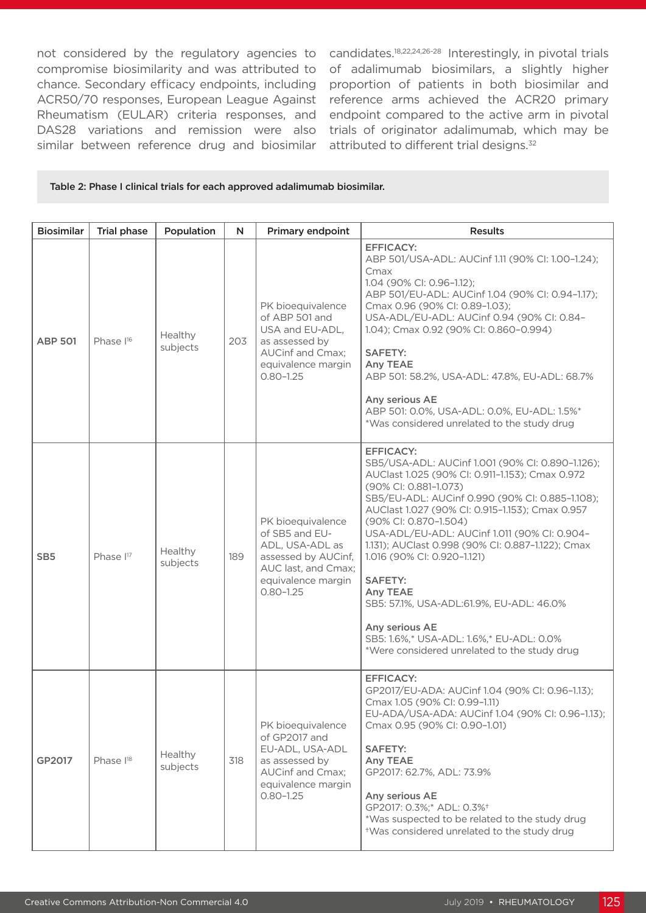not considered by the regulatory agencies to compromise biosimilarity and was attributed to chance. Secondary efficacy endpoints, including ACR50/70 responses, European League Against Rheumatism (EULAR) criteria responses, and DAS28 variations and remission were also similar between reference drug and biosimilar candidates.[18,22,24,26-28] Interestingly, in pivotal trials of adalimumab biosimilars, a slightly higher proportion of patients in both biosimilar and reference arms achieved the ACR20 primary endpoint compared to the active arm in pivotal trials of originator adalimumab, which may be attributed to different trial designs.[32]

**Table 2: Phase I clinical trials for each approved adalimumab biosimilar.**

| Biosimilar | Trial phase | Population | N | Primary endpoint | Results |
|---|---|---|---|---|---|
| **ABP 501** | Phase I[16] | Healthy subjects | 203 | PK bioequivalence of ABP 501 and USA and EU-ADL, as assessed by AUCinf and Cmax; equivalence margin 0.80–1.25 | **EFFICACY:**<br>ABP 501/USA-ADL: AUCinf 1.11 (90% CI: 1.00–1.24); Cmax 1.04 (90% CI: 0.96–1.12);<br>ABP 501/EU-ADL: AUCinf 1.04 (90% CI: 0.94–1.17); Cmax 0.96 (90% CI: 0.89–1.03);<br>USA-ADL/EU-ADL: AUCinf 0.94 (90% CI: 0.84–1.04); Cmax 0.92 (90% CI: 0.860–0.994)<br><br>**SAFETY:**<br>**Any TEAE**<br>ABP 501: 58.2%, USA-ADL: 47.8%, EU-ADL: 68.7%<br><br>**Any serious AE**<br>ABP 501: 0.0%, USA-ADL: 0.0%, EU-ADL: 1.5%*<br>*Was considered unrelated to the study drug |
| **SB5** | Phase I[17] | Healthy subjects | 189 | PK bioequivalence of SB5 and EU-ADL, USA-ADL as assessed by AUCinf, AUC last, and Cmax; equivalence margin 0.80–1.25 | **EFFICACY:**<br>SB5/USA-ADL: AUCinf 1.001 (90% CI: 0.890–1.126); AUClast 1.025 (90% CI: 0.911–1.153); Cmax 0.972 (90% CI: 0.881–1.073)<br>SB5/EU-ADL: AUCinf 0.990 (90% CI: 0.885–1.108); AUClast 1.027 (90% CI: 0.915–1.153); Cmax 0.957 (90% CI: 0.870–1.504)<br>USA-ADL/EU-ADL: AUCinf 1.011 (90% CI: 0.904–1.131); AUClast 0.998 (90% CI: 0.887–1.122); Cmax 1.016 (90% CI: 0.920–1.121)<br><br>**SAFETY:**<br>**Any TEAE**<br>SB5: 57.1%, USA-ADL:61.9%, EU-ADL: 46.0%<br><br>**Any serious AE**<br>SB5: 1.6%,* USA-ADL: 1.6%,* EU-ADL: 0.0%<br>*Were considered unrelated to the study drug |
| **GP2017** | Phase I[18] | Healthy subjects | 318 | PK bioequivalence of GP2017 and EU-ADL, USA-ADL as assessed by AUCinf and Cmax; equivalence margin 0.80–1.25 | **EFFICACY:**<br>GP2017/EU-ADA: AUCinf 1.04 (90% CI: 0.96–1.13); Cmax 1.05 (90% CI: 0.99–1.11)<br>EU-ADA/USA-ADA: AUCinf 1.04 (90% CI: 0.96–1.13); Cmax 0.95 (90% CI: 0.90–1.01)<br><br>**SAFETY:**<br>**Any TEAE**<br>GP2017: 62.7%, ADL: 73.9%<br><br>**Any serious AE**<br>GP2017: 0.3%;* ADL: 0.3%†<br>*Was suspected to be related to the study drug<br>†Was considered unrelated to the study drug |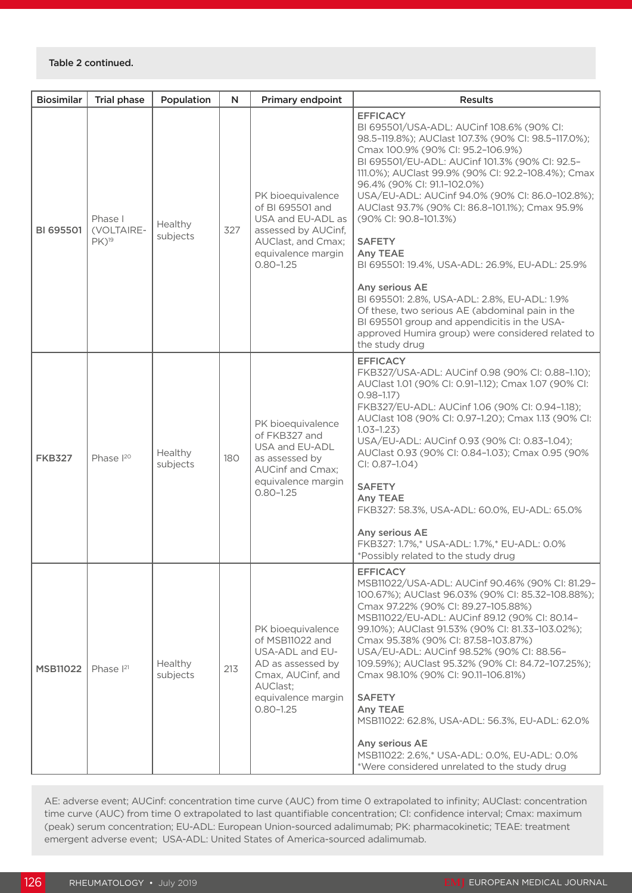Table 2 continued.

| Biosimilar | Trial phase | Population | N | Primary endpoint | Results |
|---|---|---|---|---|---|
| **BI 695501** | Phase I (VOLTAIRE-PK)[19] | Healthy subjects | 327 | PK bioequivalence of BI 695501 and USA and EU-ADL as assessed by AUCinf, AUClast, and Cmax; equivalence margin 0.80–1.25 | EFFICACY<br>BI 695501/USA-ADL: AUCinf 108.6% (90% CI: 98.5–119.8%); AUClast 107.3% (90% CI: 98.5–117.0%); Cmax 100.9% (90% CI: 95.2–106.9%)<br>BI 695501/EU-ADL: AUCinf 101.3% (90% CI: 92.5–111.0%); AUClast 99.9% (90% CI: 92.2–108.4%); Cmax 96.4% (90% CI: 91.1–102.0%)<br>USA/EU-ADL: AUCinf 94.0% (90% CI: 86.0–102.8%); AUClast 93.7% (90% CI: 86.8–101.1%); Cmax 95.9% (90% CI: 90.8–101.3%)<br><br>SAFETY<br>**Any TEAE**<br>BI 695501: 19.4%, USA-ADL: 26.9%, EU-ADL: 25.9%<br><br>**Any serious AE**<br>BI 695501: 2.8%, USA-ADL: 2.8%, EU-ADL: 1.9%<br>Of these, two serious AE (abdominal pain in the BI 695501 group and appendicitis in the USA-approved Humira group) were considered related to the study drug |
| **FKB327** | Phase I[20] | Healthy subjects | 180 | PK bioequivalence of FKB327 and USA and EU-ADL as assessed by AUCinf; equivalence margin 0.80–1.25 | EFFICACY<br>FKB327/USA-ADL: AUCinf 0.98 (90% CI: 0.88–1.10); AUClast 1.01 (90% CI: 0.91–1.12); Cmax 1.07 (90% CI: 0.98–1.17)<br>FKB327/EU-ADL: AUCinf 1.06 (90% CI: 0.94–1.18); AUClast 108 (90% CI: 0.97–1.20); Cmax 1.13 (90% CI: 1.03–1.23)<br>USA/EU-ADL: AUCinf 0.93 (90% CI: 0.83–1.04); AUClast 0.93 (90% CI: 0.84–1.03); Cmax 0.95 (90% CI: 0.87–1.04)<br><br>SAFETY<br>**Any TEAE**<br>FKB327: 58.3%, USA-ADL: 60.0%, EU-ADL: 65.0%<br><br>**Any serious AE**<br>FKB327: 1.7%,* USA-ADL: 1.7%,* EU-ADL: 0.0%<br>*Possibly related to the study drug |
| **MSB11022** | Phase I[21] | Healthy subjects | 213 | PK bioequivalence of MSB11022 and USA-ADL and EU-AD as assessed by Cmax, AUCinf, and AUClast; equivalence margin 0.80–1.25 | EFFICACY<br>MSB11022/USA-ADL: AUCinf 90.46% (90% CI: 81.29–100.67%); AUClast 96.03% (90% CI: 85.32–108.88%); Cmax 97.22% (90% CI: 89.27–105.88%)<br>MSB11022/EU-ADL: AUCinf 89.12 (90% CI: 80.14–99.10%); AUClast 91.53% (90% CI: 81.33–103.02%); Cmax 95.38% (90% CI: 87.58–103.87%)<br>USA/EU-ADL: AUCinf 98.52% (90% CI: 88.56–109.59%); AUClast 95.32% (90% CI: 84.72–107.25%); Cmax 98.10% (90% CI: 90.11–106.81%)<br><br>SAFETY<br>**Any TEAE**<br>MSB11022: 62.8%, USA-ADL: 56.3%, EU-ADL: 62.0%<br><br>**Any serious AE**<br>MSB11022: 2.6%,* USA-ADL: 0.0%, EU-ADL: 0.0%<br>*Were considered unrelated to the study drug |

AE: adverse event; AUCinf: concentration time curve (AUC) from time 0 extrapolated to infinity; AUClast: concentration time curve (AUC) from time 0 extrapolated to last quantifiable concentration; CI: confidence interval; Cmax: maximum (peak) serum concentration; EU-ADL: European Union-sourced adalimumab; PK: pharmacokinetic; TEAE: treatment emergent adverse event; USA-ADL: United States of America-sourced adalimumab.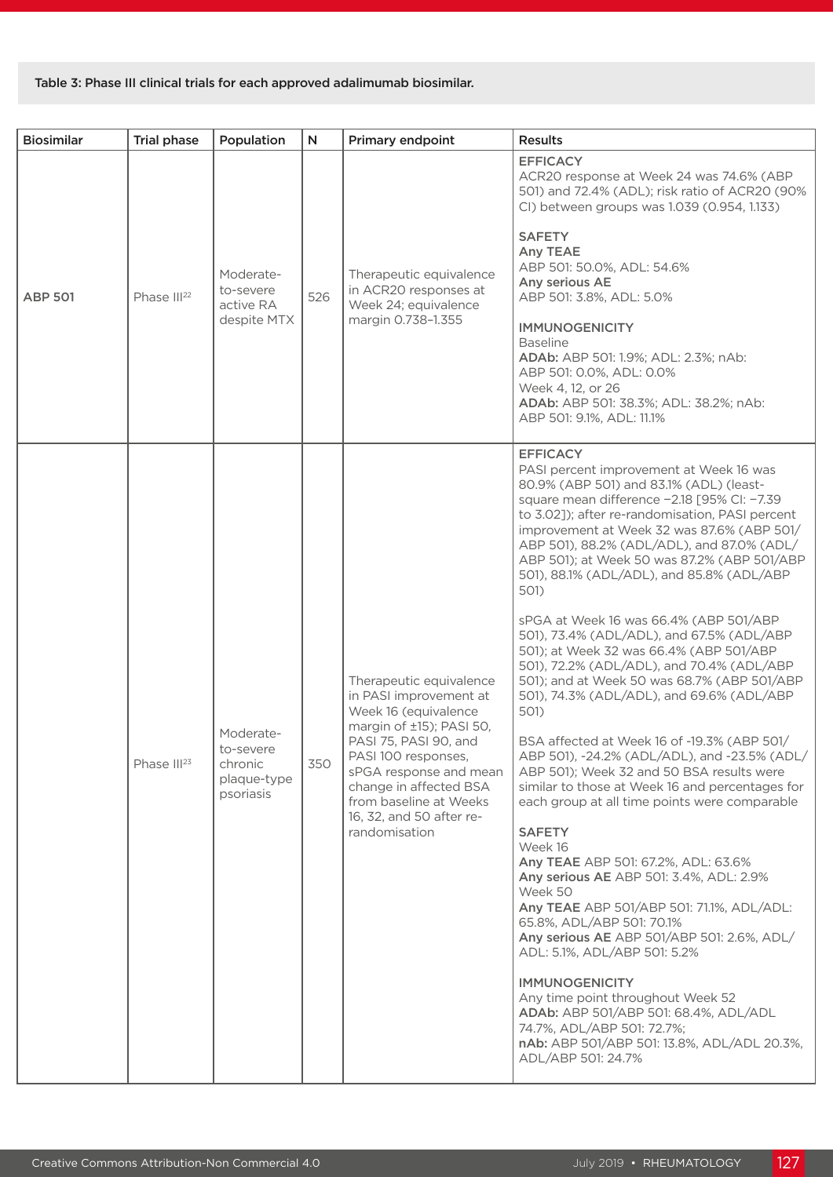Table 3: Phase III clinical trials for each approved adalimumab biosimilar.

| Biosimilar | Trial phase | Population | N | Primary endpoint | Results |
|---|---|---|---|---|---|
| **ABP 501** | Phase III[22] | Moderate-to-severe active RA despite MTX | 526 | Therapeutic equivalence in ACR20 responses at Week 24; equivalence margin 0.738–1.355 | EFFICACY<br>ACR20 response at Week 24 was 74.6% (ABP 501) and 72.4% (ADL); risk ratio of ACR20 (90% CI) between groups was 1.039 (0.954, 1.133)<br><br>SAFETY<br>**Any TEAE**<br>ABP 501: 50.0%, ADL: 54.6%<br>**Any serious AE**<br>ABP 501: 3.8%, ADL: 5.0%<br><br>IMMUNOGENICITY<br>Baseline<br>**ADAb:** ABP 501: 1.9%; ADL: 2.3%; nAb: ABP 501: 0.0%, ADL: 0.0%<br>Week 4, 12, or 26<br>**ADAb:** ABP 501: 38.3%; ADL: 38.2%; nAb: ABP 501: 9.1%, ADL: 11.1% |
| | Phase III[23] | Moderate-to-severe chronic plaque-type psoriasis | 350 | Therapeutic equivalence in PASI improvement at Week 16 (equivalence margin of ±15); PASI 50, PASI 75, PASI 90, and PASI 100 responses, sPGA response and mean change in affected BSA from baseline at Weeks 16, 32, and 50 after re-randomisation | EFFICACY<br>PASI percent improvement at Week 16 was 80.9% (ABP 501) and 83.1% (ADL) (least-square mean difference −2.18 [95% CI: −7.39 to 3.02]); after re-randomisation, PASI percent improvement at Week 32 was 87.6% (ABP 501/ABP 501), 88.2% (ADL/ADL), and 87.0% (ADL/ABP 501); at Week 50 was 87.2% (ABP 501/ABP 501), 88.1% (ADL/ADL), and 85.8% (ADL/ABP 501)<br><br>sPGA at Week 16 was 66.4% (ABP 501/ABP 501), 73.4% (ADL/ADL), and 67.5% (ADL/ABP 501); at Week 32 was 66.4% (ABP 501/ABP 501), 72.2% (ADL/ADL), and 70.4% (ADL/ABP 501); and at Week 50 was 68.7% (ABP 501/ABP 501), 74.3% (ADL/ADL), and 69.6% (ADL/ABP 501)<br><br>BSA affected at Week 16 of -19.3% (ABP 501/ABP 501), -24.2% (ADL/ADL), and -23.5% (ADL/ABP 501); Week 32 and 50 BSA results were similar to those at Week 16 and percentages for each group at all time points were comparable<br><br>SAFETY<br>Week 16<br>**Any TEAE** ABP 501: 67.2%, ADL: 63.6%<br>**Any serious AE** ABP 501: 3.4%, ADL: 2.9%<br>Week 50<br>**Any TEAE** ABP 501/ABP 501: 71.1%, ADL/ADL: 65.8%, ADL/ABP 501: 70.1%<br>**Any serious AE** ABP 501/ABP 501: 2.6%, ADL/ADL: 5.1%, ADL/ABP 501: 5.2%<br><br>IMMUNOGENICITY<br>Any time point throughout Week 52<br>**ADAb:** ABP 501/ABP 501: 68.4%, ADL/ADL 74.7%, ADL/ABP 501: 72.7%;<br>**nAb:** ABP 501/ABP 501: 13.8%, ADL/ADL 20.3%, ADL/ABP 501: 24.7% |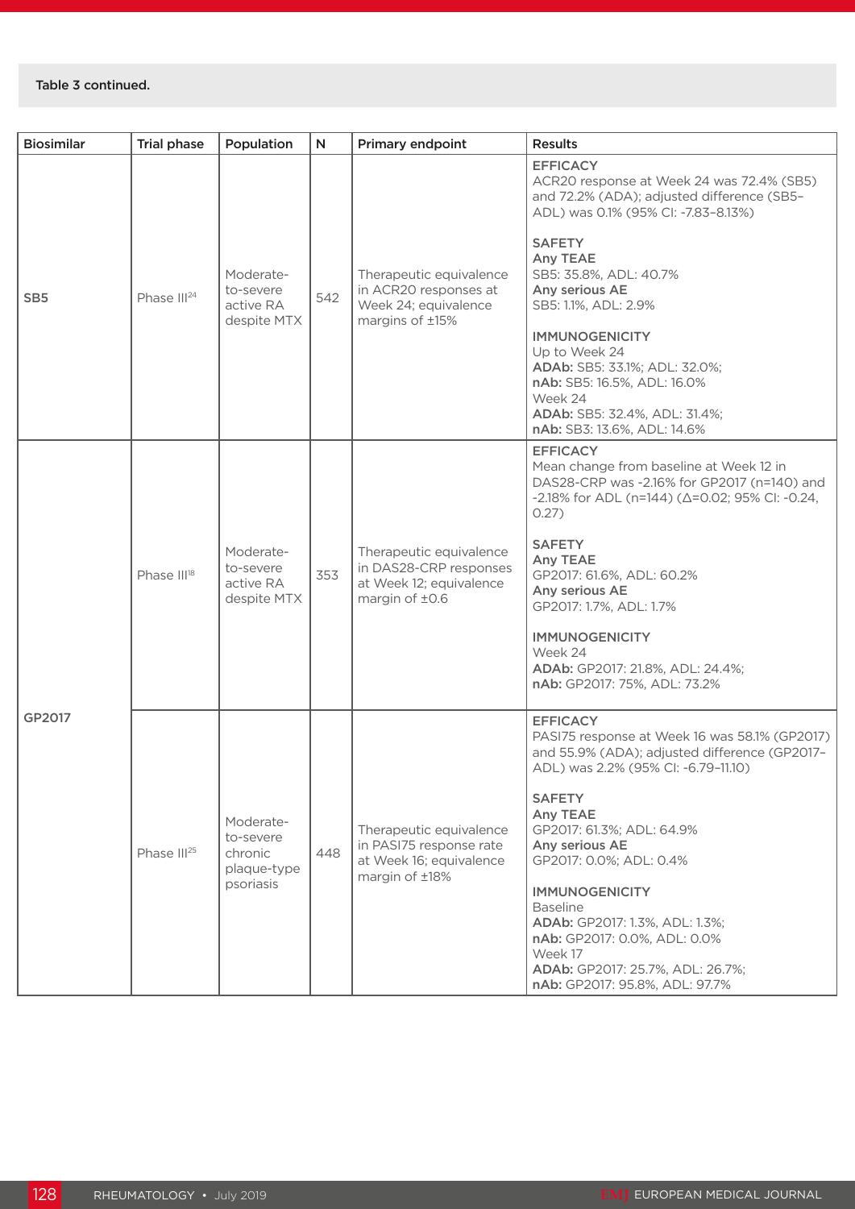Table 3 continued.

| Biosimilar | Trial phase | Population | N | Primary endpoint | Results |
|---|---|---|---|---|---|
| SB5 | Phase III[24] | Moderate-to-severe active RA despite MTX | 542 | Therapeutic equivalence in ACR20 responses at Week 24; equivalence margins of ±15% | EFFICACY<br>ACR20 response at Week 24 was 72.4% (SB5) and 72.2% (ADA); adjusted difference (SB5–ADL) was 0.1% (95% CI: -7.83–8.13%)<br><br>SAFETY<br>**Any TEAE**<br>SB5: 35.8%, ADL: 40.7%<br>**Any serious AE**<br>SB5: 1.1%, ADL: 2.9%<br><br>IMMUNOGENICITY<br>Up to Week 24<br>**ADAb:** SB5: 33.1%; ADL: 32.0%;<br>**nAb:** SB5: 16.5%, ADL: 16.0%<br>Week 24<br>**ADAb:** SB5: 32.4%, ADL: 31.4%;<br>**nAb:** SB3: 13.6%, ADL: 14.6% |
| GP2017 | Phase III[18] | Moderate-to-severe active RA despite MTX | 353 | Therapeutic equivalence in DAS28-CRP responses at Week 12; equivalence margin of ±0.6 | EFFICACY<br>Mean change from baseline at Week 12 in DAS28-CRP was -2.16% for GP2017 (n=140) and -2.18% for ADL (n=144) (Δ=0.02; 95% CI: -0.24, 0.27)<br><br>SAFETY<br>**Any TEAE**<br>GP2017: 61.6%, ADL: 60.2%<br>**Any serious AE**<br>GP2017: 1.7%, ADL: 1.7%<br><br>IMMUNOGENICITY<br>Week 24<br>**ADAb:** GP2017: 21.8%, ADL: 24.4%;<br>**nAb:** GP2017: 75%, ADL: 73.2% |
| | Phase III[25] | Moderate-to-severe chronic plaque-type psoriasis | 448 | Therapeutic equivalence in PASI75 response rate at Week 16; equivalence margin of ±18% | EFFICACY<br>PASI75 response at Week 16 was 58.1% (GP2017) and 55.9% (ADA); adjusted difference (GP2017–ADL) was 2.2% (95% CI: -6.79–11.10)<br><br>SAFETY<br>**Any TEAE**<br>GP2017: 61.3%; ADL: 64.9%<br>**Any serious AE**<br>GP2017: 0.0%; ADL: 0.4%<br><br>IMMUNOGENICITY<br>Baseline<br>**ADAb:** GP2017: 1.3%, ADL: 1.3%;<br>**nAb:** GP2017: 0.0%, ADL: 0.0%<br>Week 17<br>**ADAb:** GP2017: 25.7%, ADL: 26.7%;<br>**nAb:** GP2017: 95.8%, ADL: 97.7% |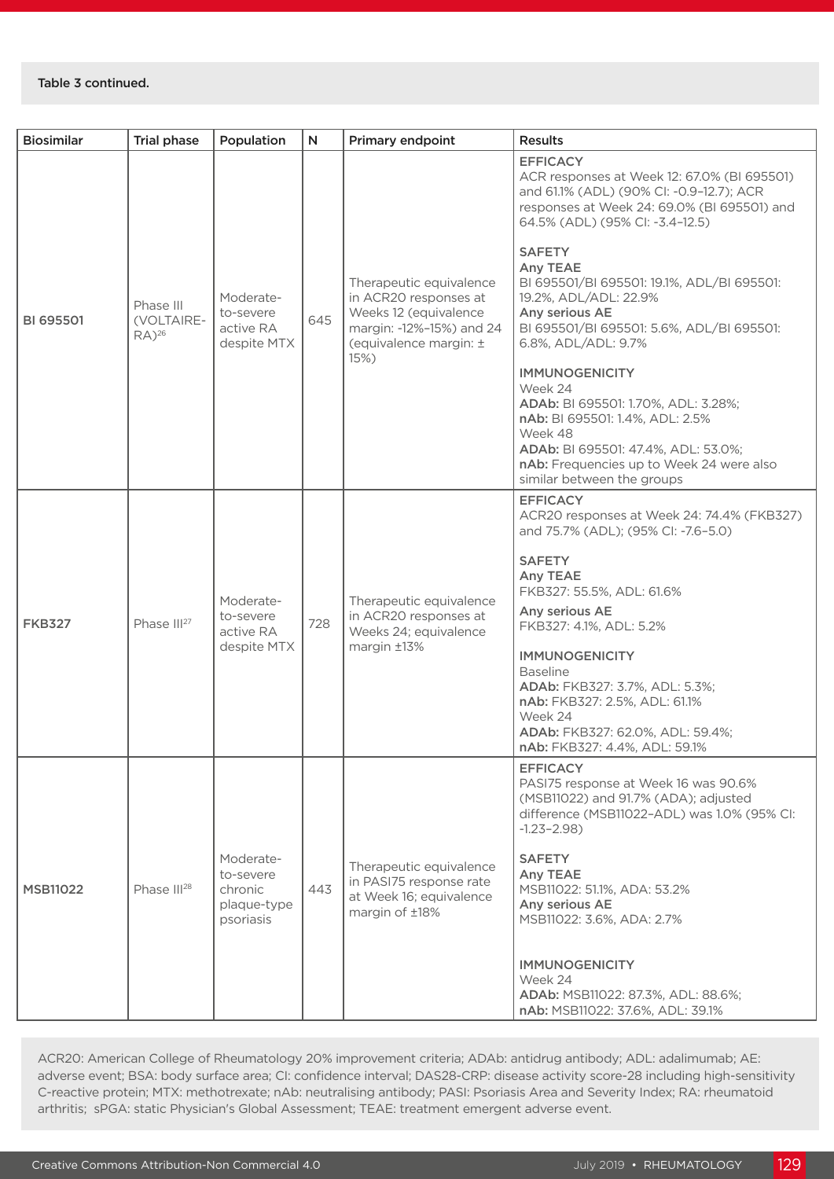Table 3 continued.

| Biosimilar | Trial phase | Population | N | Primary endpoint | Results |
|---|---|---|---|---|---|
| **BI 695501** | Phase III (VOLTAIRE-RA)[26] | Moderate-to-severe active RA despite MTX | 645 | Therapeutic equivalence in ACR20 responses at Weeks 12 (equivalence margin: -12%–15%) and 24 (equivalence margin: ± 15%) | EFFICACY<br>ACR responses at Week 12: 67.0% (BI 695501) and 61.1% (ADL) (90% CI: -0.9–12.7); ACR responses at Week 24: 69.0% (BI 695501) and 64.5% (ADL) (95% CI: -3.4–12.5)<br><br>SAFETY<br>**Any TEAE**<br>BI 695501/BI 695501: 19.1%, ADL/BI 695501: 19.2%, ADL/ADL: 22.9%<br>**Any serious AE**<br>BI 695501/BI 695501: 5.6%, ADL/BI 695501: 6.8%, ADL/ADL: 9.7%<br><br>IMMUNOGENICITY<br>Week 24<br>**ADAb:** BI 695501: 1.70%, ADL: 3.28%;<br>**nAb:** BI 695501: 1.4%, ADL: 2.5%<br>Week 48<br>**ADAb:** BI 695501: 47.4%, ADL: 53.0%;<br>**nAb:** Frequencies up to Week 24 were also similar between the groups |
| **FKB327** | Phase III[27] | Moderate-to-severe active RA despite MTX | 728 | Therapeutic equivalence in ACR20 responses at Weeks 24; equivalence margin ±13% | EFFICACY<br>ACR20 responses at Week 24: 74.4% (FKB327) and 75.7% (ADL); (95% CI: -7.6–5.0)<br><br>SAFETY<br>**Any TEAE**<br>FKB327: 55.5%, ADL: 61.6%<br>**Any serious AE**<br>FKB327: 4.1%, ADL: 5.2%<br><br>IMMUNOGENICITY<br>Baseline<br>**ADAb:** FKB327: 3.7%, ADL: 5.3%;<br>**nAb:** FKB327: 2.5%, ADL: 61.1%<br>Week 24<br>**ADAb:** FKB327: 62.0%, ADL: 59.4%;<br>**nAb:** FKB327: 4.4%, ADL: 59.1% |
| **MSB11022** | Phase III[28] | Moderate-to-severe chronic plaque-type psoriasis | 443 | Therapeutic equivalence in PASI75 response rate at Week 16; equivalence margin of ±18% | EFFICACY<br>PASI75 response at Week 16 was 90.6% (MSB11022) and 91.7% (ADA); adjusted difference (MSB11022–ADL) was 1.0% (95% CI: -1.23–2.98)<br><br>SAFETY<br>**Any TEAE**<br>MSB11022: 51.1%, ADA: 53.2%<br>**Any serious AE**<br>MSB11022: 3.6%, ADA: 2.7%<br><br>IMMUNOGENICITY<br>Week 24<br>**ADAb:** MSB11022: 87.3%, ADL: 88.6%;<br>**nAb:** MSB11022: 37.6%, ADL: 39.1% |

ACR20: American College of Rheumatology 20% improvement criteria; ADAb: antidrug antibody; ADL: adalimumab; AE: adverse event; BSA: body surface area; CI: confidence interval; DAS28-CRP: disease activity score-28 including high-sensitivity C-reactive protein; MTX: methotrexate; nAb: neutralising antibody; PASI: Psoriasis Area and Severity Index; RA: rheumatoid arthritis; sPGA: static Physician's Global Assessment; TEAE: treatment emergent adverse event.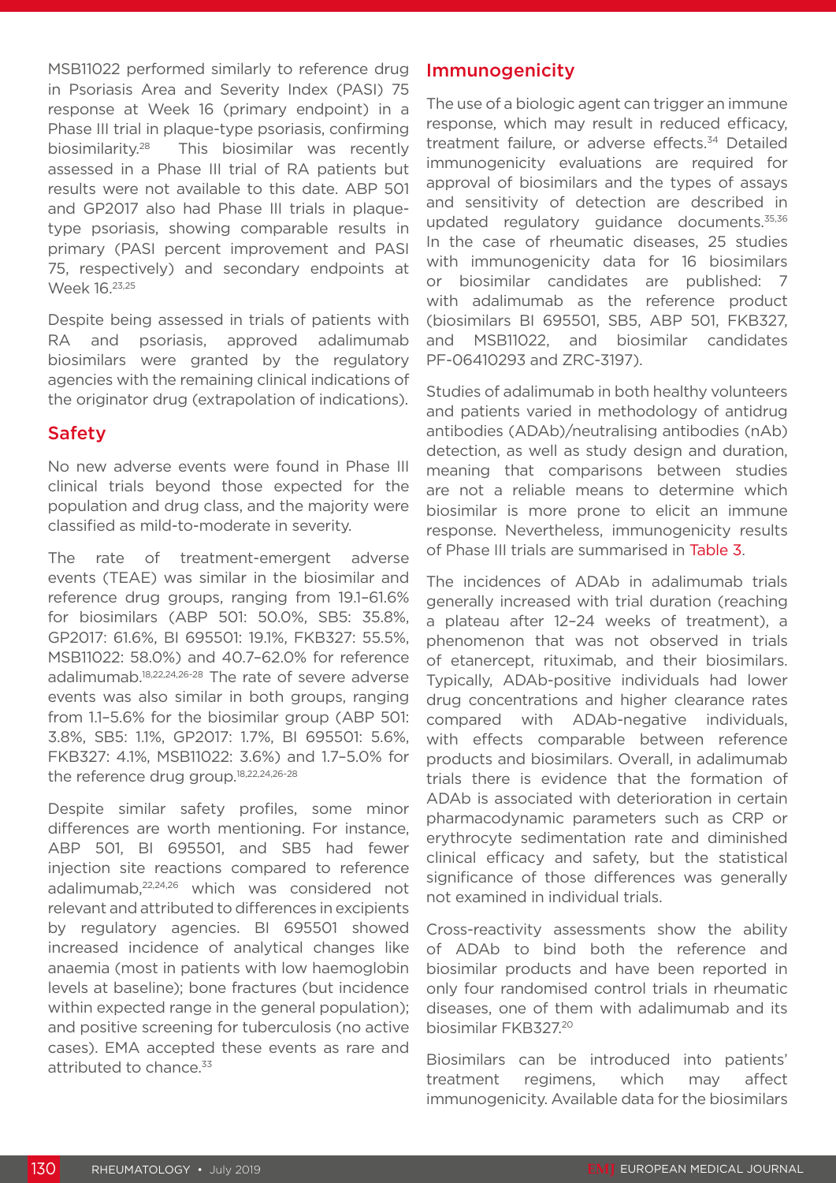MSB11022 performed similarly to reference drug in Psoriasis Area and Severity Index (PASI) 75 response at Week 16 (primary endpoint) in a Phase III trial in plaque-type psoriasis, confirming biosimilarity.[28] This biosimilar was recently assessed in a Phase III trial of RA patients but results were not available to this date. ABP 501 and GP2017 also had Phase III trials in plaque-type psoriasis, showing comparable results in primary (PASI percent improvement and PASI 75, respectively) and secondary endpoints at Week 16.[23,25]

Despite being assessed in trials of patients with RA and psoriasis, approved adalimumab biosimilars were granted by the regulatory agencies with the remaining clinical indications of the originator drug (extrapolation of indications).

## Safety

No new adverse events were found in Phase III clinical trials beyond those expected for the population and drug class, and the majority were classified as mild-to-moderate in severity.

The rate of treatment-emergent adverse events (TEAE) was similar in the biosimilar and reference drug groups, ranging from 19.1–61.6% for biosimilars (ABP 501: 50.0%, SB5: 35.8%, GP2017: 61.6%, BI 695501: 19.1%, FKB327: 55.5%, MSB11022: 58.0%) and 40.7–62.0% for reference adalimumab.[18,22,24,26-28] The rate of severe adverse events was also similar in both groups, ranging from 1.1–5.6% for the biosimilar group (ABP 501: 3.8%, SB5: 1.1%, GP2017: 1.7%, BI 695501: 5.6%, FKB327: 4.1%, MSB11022: 3.6%) and 1.7–5.0% for the reference drug group.[18,22,24,26-28]

Despite similar safety profiles, some minor differences are worth mentioning. For instance, ABP 501, BI 695501, and SB5 had fewer injection site reactions compared to reference adalimumab,[22,24,26] which was considered not relevant and attributed to differences in excipients by regulatory agencies. BI 695501 showed increased incidence of analytical changes like anaemia (most in patients with low haemoglobin levels at baseline); bone fractures (but incidence within expected range in the general population); and positive screening for tuberculosis (no active cases). EMA accepted these events as rare and attributed to chance.[33]

## Immunogenicity

The use of a biologic agent can trigger an immune response, which may result in reduced efficacy, treatment failure, or adverse effects.[34] Detailed immunogenicity evaluations are required for approval of biosimilars and the types of assays and sensitivity of detection are described in updated regulatory guidance documents.[35,36] In the case of rheumatic diseases, 25 studies with immunogenicity data for 16 biosimilars or biosimilar candidates are published: 7 with adalimumab as the reference product (biosimilars BI 695501, SB5, ABP 501, FKB327, and MSB11022, and biosimilar candidates PF-06410293 and ZRC-3197).

Studies of adalimumab in both healthy volunteers and patients varied in methodology of antidrug antibodies (ADAb)/neutralising antibodies (nAb) detection, as well as study design and duration, meaning that comparisons between studies are not a reliable means to determine which biosimilar is more prone to elicit an immune response. Nevertheless, immunogenicity results of Phase III trials are summarised in Table 3.

The incidences of ADAb in adalimumab trials generally increased with trial duration (reaching a plateau after 12–24 weeks of treatment), a phenomenon that was not observed in trials of etanercept, rituximab, and their biosimilars. Typically, ADAb-positive individuals had lower drug concentrations and higher clearance rates compared with ADAb-negative individuals, with effects comparable between reference products and biosimilars. Overall, in adalimumab trials there is evidence that the formation of ADAb is associated with deterioration in certain pharmacodynamic parameters such as CRP or erythrocyte sedimentation rate and diminished clinical efficacy and safety, but the statistical significance of those differences was generally not examined in individual trials.

Cross-reactivity assessments show the ability of ADAb to bind both the reference and biosimilar products and have been reported in only four randomised control trials in rheumatic diseases, one of them with adalimumab and its biosimilar FKB327.[20]

Biosimilars can be introduced into patients' treatment regimens, which may affect immunogenicity. Available data for the biosimilars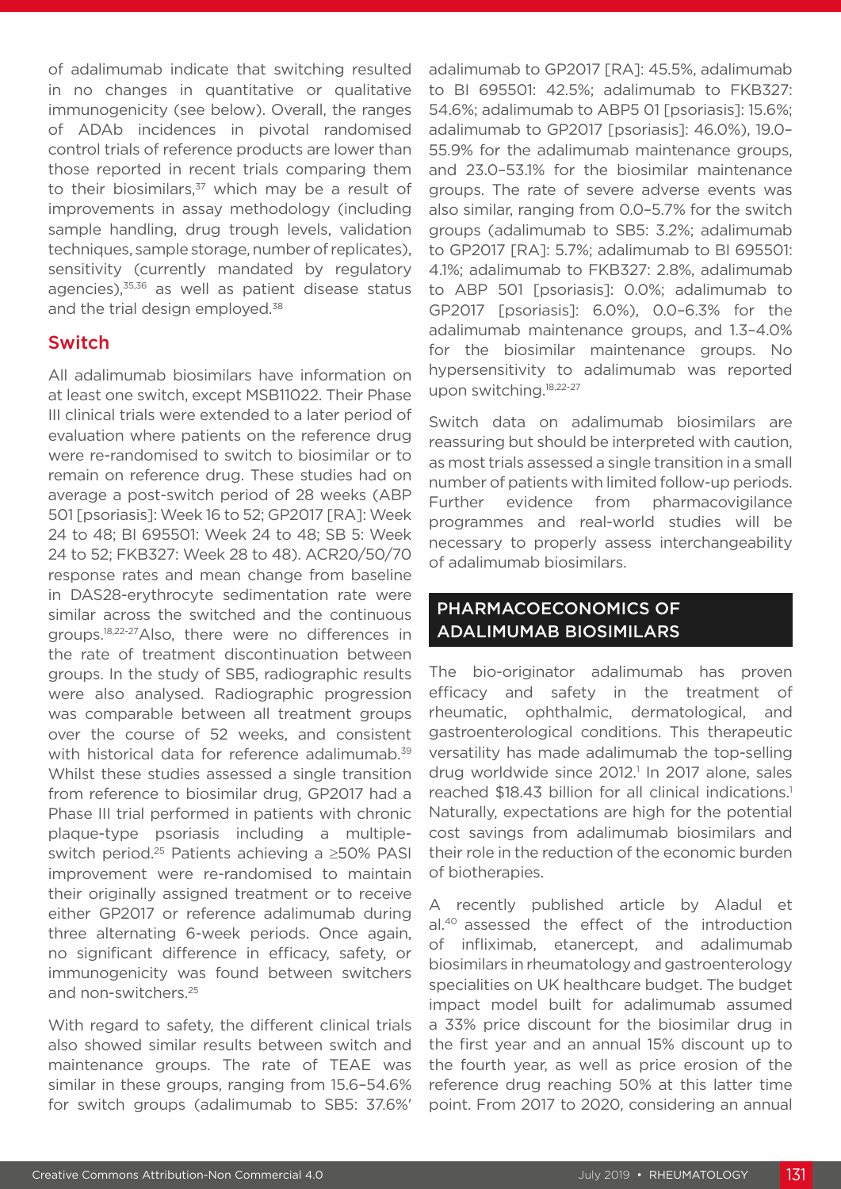of adalimumab indicate that switching resulted in no changes in quantitative or qualitative immunogenicity (see below). Overall, the ranges of ADAb incidences in pivotal randomised control trials of reference products are lower than those reported in recent trials comparing them to their biosimilars,[37] which may be a result of improvements in assay methodology (including sample handling, drug trough levels, validation techniques, sample storage, number of replicates), sensitivity (currently mandated by regulatory agencies),[35,36] as well as patient disease status and the trial design employed.[38]

## Switch

All adalimumab biosimilars have information on at least one switch, except MSB11022. Their Phase III clinical trials were extended to a later period of evaluation where patients on the reference drug were re-randomised to switch to biosimilar or to remain on reference drug. These studies had on average a post-switch period of 28 weeks (ABP 501 [psoriasis]: Week 16 to 52; GP2017 [RA]: Week 24 to 48; BI 695501: Week 24 to 48; SB 5: Week 24 to 52; FKB327: Week 28 to 48). ACR20/50/70 response rates and mean change from baseline in DAS28-erythrocyte sedimentation rate were similar across the switched and the continuous groups.[18,22-27] Also, there were no differences in the rate of treatment discontinuation between groups. In the study of SB5, radiographic results were also analysed. Radiographic progression was comparable between all treatment groups over the course of 52 weeks, and consistent with historical data for reference adalimumab.[39] Whilst these studies assessed a single transition from reference to biosimilar drug, GP2017 had a Phase III trial performed in patients with chronic plaque-type psoriasis including a multiple-switch period.[25] Patients achieving a ≥50% PASI improvement were re-randomised to maintain their originally assigned treatment or to receive either GP2017 or reference adalimumab during three alternating 6-week periods. Once again, no significant difference in efficacy, safety, or immunogenicity was found between switchers and non-switchers.[25]

With regard to safety, the different clinical trials also showed similar results between switch and maintenance groups. The rate of TEAE was similar in these groups, ranging from 15.6–54.6% for switch groups (adalimumab to SB5: 37.6%' adalimumab to GP2017 [RA]: 45.5%, adalimumab to BI 695501: 42.5%; adalimumab to FKB327: 54.6%; adalimumab to ABP5 01 [psoriasis]: 15.6%; adalimumab to GP2017 [psoriasis]: 46.0%), 19.0–55.9% for the adalimumab maintenance groups, and 23.0–53.1% for the biosimilar maintenance groups. The rate of severe adverse events was also similar, ranging from 0.0–5.7% for the switch groups (adalimumab to SB5: 3.2%; adalimumab to GP2017 [RA]: 5.7%; adalimumab to BI 695501: 4.1%; adalimumab to FKB327: 2.8%, adalimumab to ABP 501 [psoriasis]: 0.0%; adalimumab to GP2017 [psoriasis]: 6.0%), 0.0–6.3% for the adalimumab maintenance groups, and 1.3–4.0% for the biosimilar maintenance groups. No hypersensitivity to adalimumab was reported upon switching.[18,22-27]

Switch data on adalimumab biosimilars are reassuring but should be interpreted with caution, as most trials assessed a single transition in a small number of patients with limited follow-up periods. Further evidence from pharmacovigilance programmes and real-world studies will be necessary to properly assess interchangeability of adalimumab biosimilars.

## PHARMACOECONOMICS OF ADALIMUMAB BIOSIMILARS

The bio-originator adalimumab has proven efficacy and safety in the treatment of rheumatic, ophthalmic, dermatological, and gastroenterological conditions. This therapeutic versatility has made adalimumab the top-selling drug worldwide since 2012.[1] In 2017 alone, sales reached $18.43 billion for all clinical indications.[1] Naturally, expectations are high for the potential cost savings from adalimumab biosimilars and their role in the reduction of the economic burden of biotherapies.

A recently published article by Aladul et al.[40] assessed the effect of the introduction of infliximab, etanercept, and adalimumab biosimilars in rheumatology and gastroenterology specialities on UK healthcare budget. The budget impact model built for adalimumab assumed a 33% price discount for the biosimilar drug in the first year and an annual 15% discount up to the fourth year, as well as price erosion of the reference drug reaching 50% at this latter time point. From 2017 to 2020, considering an annual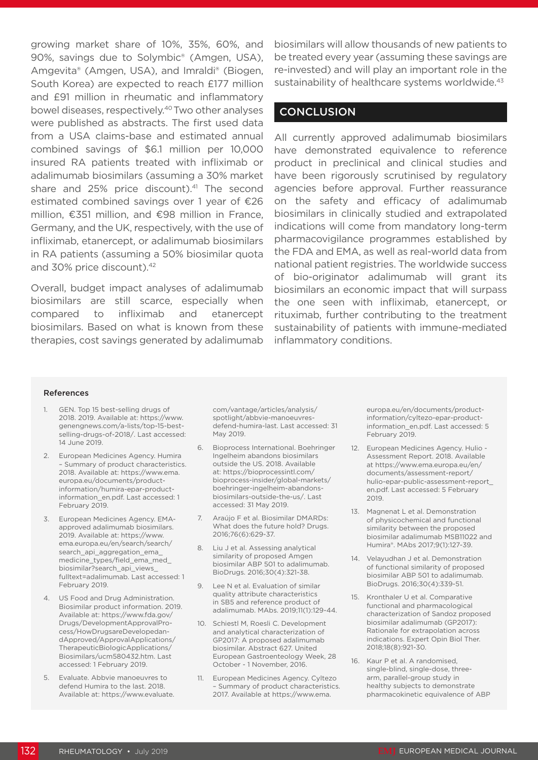growing market share of 10%, 35%, 60%, and 90%, savings due to Solymbic® (Amgen, USA), Amgevita® (Amgen, USA), and Imraldi® (Biogen, South Korea) are expected to reach £177 million and £91 million in rheumatic and inflammatory bowel diseases, respectively.[40] Two other analyses were published as abstracts. The first used data from a USA claims-base and estimated annual combined savings of $6.1 million per 10,000 insured RA patients treated with infliximab or adalimumab biosimilars (assuming a 30% market share and 25% price discount).[41] The second estimated combined savings over 1 year of €26 million, €351 million, and €98 million in France, Germany, and the UK, respectively, with the use of infliximab, etanercept, or adalimumab biosimilars in RA patients (assuming a 50% biosimilar quota and 30% price discount).[42]

Overall, budget impact analyses of adalimumab biosimilars are still scarce, especially when compared to infliximab and etanercept biosimilars. Based on what is known from these therapies, cost savings generated by adalimumab biosimilars will allow thousands of new patients to be treated every year (assuming these savings are re-invested) and will play an important role in the sustainability of healthcare systems worldwide.[43]

## CONCLUSION

All currently approved adalimumab biosimilars have demonstrated equivalence to reference product in preclinical and clinical studies and have been rigorously scrutinised by regulatory agencies before approval. Further reassurance on the safety and efficacy of adalimumab biosimilars in clinically studied and extrapolated indications will come from mandatory long-term pharmacovigilance programmes established by the FDA and EMA, as well as real-world data from national patient registries. The worldwide success of bio-originator adalimumab will grant its biosimilars an economic impact that will surpass the one seen with infliximab, etanercept, or rituximab, further contributing to the treatment sustainability of patients with immune-mediated inflammatory conditions.

### References

1. GEN. Top 15 best-selling drugs of 2018. 2019. Available at: https://www.genengnews.com/a-lists/top-15-best-selling-drugs-of-2018/. Last accessed: 14 June 2019.
2. European Medicines Agency. Humira – Summary of product characteristics. 2018. Available at: https://www.ema.europa.eu/documents/product-information/humira-epar-product-information_en.pdf. Last accessed: 1 February 2019.
3. European Medicines Agency. EMA-approved adalimumab biosimilars. 2019. Available at: https://www.ema.europa.eu/en/search/search/search_api_aggregation_ema_medicine_types/field_ema_med_biosimilar?search_api_views_fulltext=adalimumab. Last accessed: 1 February 2019.
4. US Food and Drug Administration. Biosimilar product information. 2019. Available at: https://www.fda.gov/Drugs/DevelopmentApprovalProcess/HowDrugsareDevelopedandApproved/ApprovalApplications/TherapeuticBiologicApplications/Biosimilars/ucm580432.htm. Last accessed: 1 February 2019.
5. Evaluate. Abbvie manoeuvres to defend Humira to the last. 2018. Available at: https://www.evaluate.com/vantage/articles/analysis/spotlight/abbvie-manoeuvres-defend-humira-last. Last accessed: 31 May 2019.
6. Bioprocess International. Boehringer Ingelheim abandons biosimilars outside the US. 2018. Available at: https://bioprocessintl.com/bioprocess-insider/global-markets/boehringer-ingelheim-abandons-biosimilars-outside-the-us/. Last accessed: 31 May 2019.
7. Araújo F et al. Biosimilar DMARDs: What does the future hold? Drugs. 2016;76(6):629-37.
8. Liu J et al. Assessing analytical similarity of proposed Amgen biosimilar ABP 501 to adalimumab. BioDrugs. 2016;30(4):321-38.
9. Lee N et al. Evaluation of similar quality attribute characteristics in SB5 and reference product of adalimumab. MAbs. 2019;11(1):129-44.
10. Schiestl M, Roesli C. Development and analytical characterization of GP2017: A proposed adalimumab biosimilar. Abstract 627. United European Gastroenteology Week, 28 October - 1 November, 2016.
11. European Medicines Agency. Cyltezo – Summary of product characteristics. 2017. Available at https://www.ema.europa.eu/en/documents/product-information/cyltezo-epar-product-information_en.pdf. Last accessed: 5 February 2019.
12. European Medicines Agency. Hulio - Assessment Report. 2018. Available at https://www.ema.europa.eu/en/documents/assessment-report/hulio-epar-public-assessment-report_en.pdf. Last accessed: 5 February 2019.
13. Magnenat L et al. Demonstration of physicochemical and functional similarity between the proposed biosimilar adalimumab MSB11022 and Humira®. MAbs 2017;9(1):127-39.
14. Velayudhan J et al. Demonstration of functional similarity of proposed biosimilar ABP 501 to adalimumab. BioDrugs. 2016;30(4):339-51.
15. Kronthaler U et al. Comparative functional and pharmacological characterization of Sandoz proposed biosimilar adalimumab (GP2017): Rationale for extrapolation across indications. Expert Opin Biol Ther. 2018;18(8):921-30.
16. Kaur P et al. A randomised, single-blind, single-dose, three-arm, parallel-group study in healthy subjects to demonstrate pharmacokinetic equivalence of ABP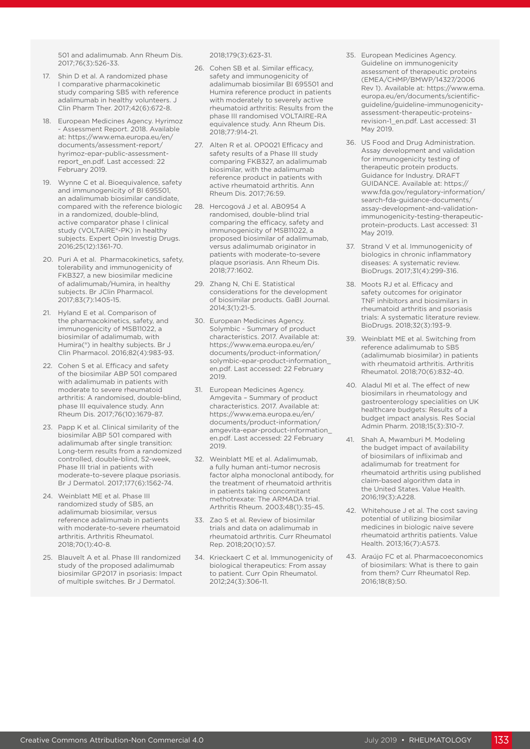501 and adalimumab. Ann Rheum Dis. 2017;76(3):526-33.

17. Shin D et al. A randomized phase I comparative pharmacokinetic study comparing SB5 with reference adalimumab in healthy volunteers. J Clin Pharm Ther. 2017;42(6):672-8.

18. European Medicines Agency. Hyrimoz - Assessment Report. 2018. Available at: https://www.ema.europa.eu/en/documents/assessment-report/hyrimoz-epar-public-assessment-report_en.pdf. Last accessed: 22 February 2019.

19. Wynne C et al. Bioequivalence, safety and immunogenicity of BI 695501, an adalimumab biosimilar candidate, compared with the reference biologic in a randomized, double-blind, active comparator phase I clinical study (VOLTAIRE®-PK) in healthy subjects. Expert Opin Investig Drugs. 2016;25(12):1361-70.

20. Puri A et al. Pharmacokinetics, safety, tolerability and immunogenicity of FKB327, a new biosimilar medicine of adalimumab/Humira, in healthy subjects. Br JClin Pharmacol. 2017;83(7):1405-15.

21. Hyland E et al. Comparison of the pharmacokinetics, safety, and immunogenicity of MSB11022, a biosimilar of adalimumab, with Humira(®) in healthy subjects. Br J Clin Pharmacol. 2016;82(4):983-93.

22. Cohen S et al. Efficacy and safety of the biosimilar ABP 501 compared with adalimumab in patients with moderate to severe rheumatoid arthritis: A randomised, double-blind, phase III equivalence study. Ann Rheum Dis. 2017;76(10):1679-87.

23. Papp K et al. Clinical similarity of the biosimilar ABP 501 compared with adalimumab after single transition: Long-term results from a randomized controlled, double-blind, 52-week, Phase III trial in patients with moderate-to-severe plaque psoriasis. Br J Dermatol. 2017;177(6):1562-74.

24. Weinblatt ME et al. Phase III randomized study of SB5, an adalimumab biosimilar, versus reference adalimumab in patients with moderate-to-severe rheumatoid arthritis. Arthritis Rheumatol. 2018;70(1):40-8.

25. Blauvelt A et al. Phase III randomized study of the proposed adalimumab biosimilar GP2017 in psoriasis: Impact of multiple switches. Br J Dermatol. 2018;179(3):623-31.

26. Cohen SB et al. Similar efficacy, safety and immunogenicity of adalimumab biosimilar BI 695501 and Humira reference product in patients with moderately to severely active rheumatoid arthritis: Results from the phase III randomised VOLTAIRE-RA equivalence study. Ann Rheum Dis. 2018;77:914-21.

27. Alten R et al. OP0021 Efficacy and safety results of a Phase III study comparing FKB327, an adalimumab biosimilar, with the adalimumab reference product in patients with active rheumatoid arthritis. Ann Rheum Dis. 2017;76:59.

28. Hercogová J et al. AB0954 A randomised, double-blind trial comparing the efficacy, safety and immunogenicity of MSB11022, a proposed biosimilar of adalimumab, versus adalimumab originator in patients with moderate-to-severe plaque psoriasis. Ann Rheum Dis. 2018;77:1602.

29. Zhang N, Chi E. Statistical considerations for the development of biosimilar products. GaBI Journal. 2014;3(1):21-5.

30. European Medicines Agency. Solymbic - Summary of product characteristics. 2017. Available at: https://www.ema.europa.eu/en/documents/product-information/solymbic-epar-product-information_en.pdf. Last accessed: 22 February 2019.

31. European Medicines Agency. Amgevita – Summary of product characteristics. 2017. Available at: https://www.ema.europa.eu/en/documents/product-information/amgevita-epar-product-information_en.pdf. Last accessed: 22 February 2019.

32. Weinblatt ME et al. Adalimumab, a fully human anti-tumor necrosis factor alpha monoclonal antibody, for the treatment of rheumatoid arthritis in patients taking concomitant methotrexate: The ARMADA trial. Arthritis Rheum. 2003;48(1):35-45.

33. Zao S et al. Review of biosimilar trials and data on adalimumab in rheumatoid arthritis. Curr Rheumatol Rep. 2018;20(10):57.

34. Krieckaert C et al. Immunogenicity of biological therapeutics: From assay to patient. Curr Opin Rheumatol. 2012;24(3):306-11.

35. European Medicines Agency. Guideline on immunogenicity assessment of therapeutic proteins (EMEA/CHMP/BMWP/14327/2006 Rev 1). Available at: https://www.ema.europa.eu/en/documents/scientific-guideline/guideline-immunogenicity-assessment-therapeutic-proteins-revision-1_en.pdf. Last accessed: 31 May 2019.

36. US Food and Drug Administration. Assay development and validation for immunogenicity testing of therapeutic protein products. Guidance for Industry. DRAFT GUIDANCE. Available at: https://www.fda.gov/regulatory-information/search-fda-guidance-documents/assay-development-and-validation-immunogenicity-testing-therapeutic-protein-products. Last accessed: 31 May 2019.

37. Strand V et al. Immunogenicity of biologics in chronic inflammatory diseases: A systematic review. BioDrugs. 2017;31(4):299-316.

38. Moots RJ et al. Efficacy and safety outcomes for originator TNF inhibitors and biosimilars in rheumatoid arthritis and psoriasis trials: A systematic literature review. BioDrugs. 2018;32(3):193-9.

39. Weinblatt ME et al. Switching from reference adalimumab to SB5 (adalimumab biosimilar) in patients with rheumatoid arthritis. Arthritis Rheumatol. 2018;70(6):832-40.

40. Aladul MI et al. The effect of new biosimilars in rheumatology and gastroenterology specialities on UK healthcare budgets: Results of a budget impact analysis. Res Social Admin Pharm. 2018;15(3):310-7.

41. Shah A, Mwamburi M. Modeling the budget impact of availability of biosimilars of infliximab and adalimumab for treatment for rheumatoid arthritis using published claim-based algorithm data in the United States. Value Health. 2016;19(3):A228.

42. Whitehouse J et al. The cost saving potential of utilizing biosimilar medicines in biologic naive severe rheumatoid arthritis patients. Value Health. 2013;16(7):A573.

43. Araújo FC et al. Pharmacoeconomics of biosimilars: What is there to gain from them? Curr Rheumatol Rep. 2016;18(8):50.